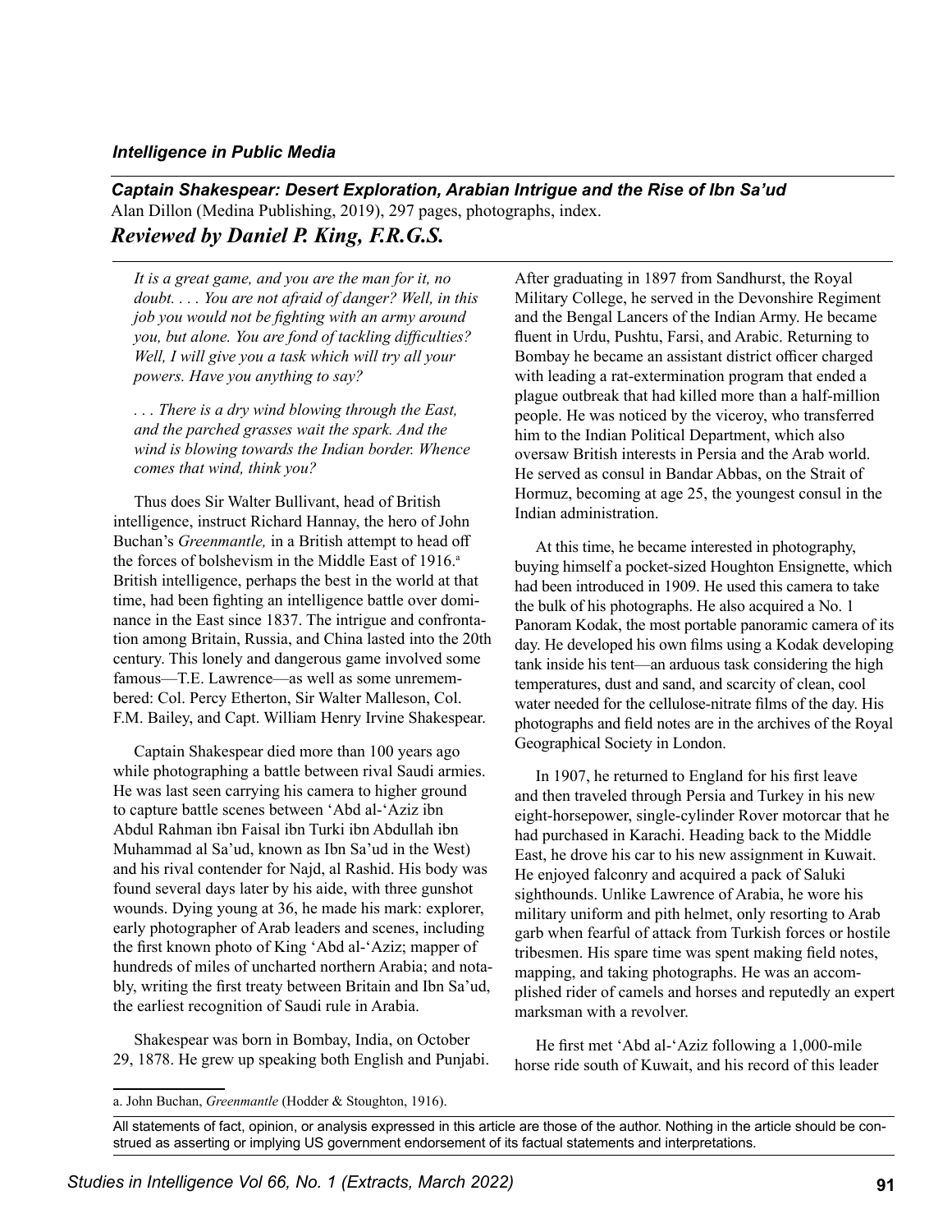*Intelligence in Public Media*

## *Captain Shakespear: Desert Exploration, Arabian Intrigue and the Rise of Ibn Sa'ud*

Alan Dillon (Medina Publishing, 2019), 297 pages, photographs, index.

### *Reviewed by Daniel P. King, F.R.G.S.*

> *It is a great game, and you are the man for it, no doubt. . . . You are not afraid of danger? Well, in this job you would not be fighting with an army around you, but alone. You are fond of tackling difficulties? Well, I will give you a task which will try all your powers. Have you anything to say?*
>
> *. . . There is a dry wind blowing through the East, and the parched grasses wait the spark. And the wind is blowing towards the Indian border. Whence comes that wind, think you?*

Thus does Sir Walter Bullivant, head of British intelligence, instruct Richard Hannay, the hero of John Buchan's *Greenmantle,* in a British attempt to head off the forces of bolshevism in the Middle East of 1916.[a] British intelligence, perhaps the best in the world at that time, had been fighting an intelligence battle over dominance in the East since 1837. The intrigue and confrontation among Britain, Russia, and China lasted into the 20th century. This lonely and dangerous game involved some famous—T.E. Lawrence—as well as some unremembered: Col. Percy Etherton, Sir Walter Malleson, Col. F.M. Bailey, and Capt. William Henry Irvine Shakespear.

Captain Shakespear died more than 100 years ago while photographing a battle between rival Saudi armies. He was last seen carrying his camera to higher ground to capture battle scenes between 'Abd al-'Aziz ibn Abdul Rahman ibn Faisal ibn Turki ibn Abdullah ibn Muhammad al Sa'ud, known as Ibn Sa'ud in the West) and his rival contender for Najd, al Rashid. His body was found several days later by his aide, with three gunshot wounds. Dying young at 36, he made his mark: explorer, early photographer of Arab leaders and scenes, including the first known photo of King 'Abd al-'Aziz; mapper of hundreds of miles of uncharted northern Arabia; and notably, writing the first treaty between Britain and Ibn Sa'ud, the earliest recognition of Saudi rule in Arabia.

Shakespear was born in Bombay, India, on October 29, 1878. He grew up speaking both English and Punjabi. After graduating in 1897 from Sandhurst, the Royal Military College, he served in the Devonshire Regiment and the Bengal Lancers of the Indian Army. He became fluent in Urdu, Pushtu, Farsi, and Arabic. Returning to Bombay he became an assistant district officer charged with leading a rat-extermination program that ended a plague outbreak that had killed more than a half-million people. He was noticed by the viceroy, who transferred him to the Indian Political Department, which also oversaw British interests in Persia and the Arab world. He served as consul in Bandar Abbas, on the Strait of Hormuz, becoming at age 25, the youngest consul in the Indian administration.

At this time, he became interested in photography, buying himself a pocket-sized Houghton Ensignette, which had been introduced in 1909. He used this camera to take the bulk of his photographs. He also acquired a No. 1 Panoram Kodak, the most portable panoramic camera of its day. He developed his own films using a Kodak developing tank inside his tent—an arduous task considering the high temperatures, dust and sand, and scarcity of clean, cool water needed for the cellulose-nitrate films of the day. His photographs and field notes are in the archives of the Royal Geographical Society in London.

In 1907, he returned to England for his first leave and then traveled through Persia and Turkey in his new eight-horsepower, single-cylinder Rover motorcar that he had purchased in Karachi. Heading back to the Middle East, he drove his car to his new assignment in Kuwait. He enjoyed falconry and acquired a pack of Saluki sighthounds. Unlike Lawrence of Arabia, he wore his military uniform and pith helmet, only resorting to Arab garb when fearful of attack from Turkish forces or hostile tribesmen. His spare time was spent making field notes, mapping, and taking photographs. He was an accomplished rider of camels and horses and reputedly an expert marksman with a revolver.

He first met 'Abd al-'Aziz following a 1,000-mile horse ride south of Kuwait, and his record of this leader

---

a. John Buchan, *Greenmantle* (Hodder & Stoughton, 1916).

All statements of fact, opinion, or analysis expressed in this article are those of the author. Nothing in the article should be construed as asserting or implying US government endorsement of its factual statements and interpretations.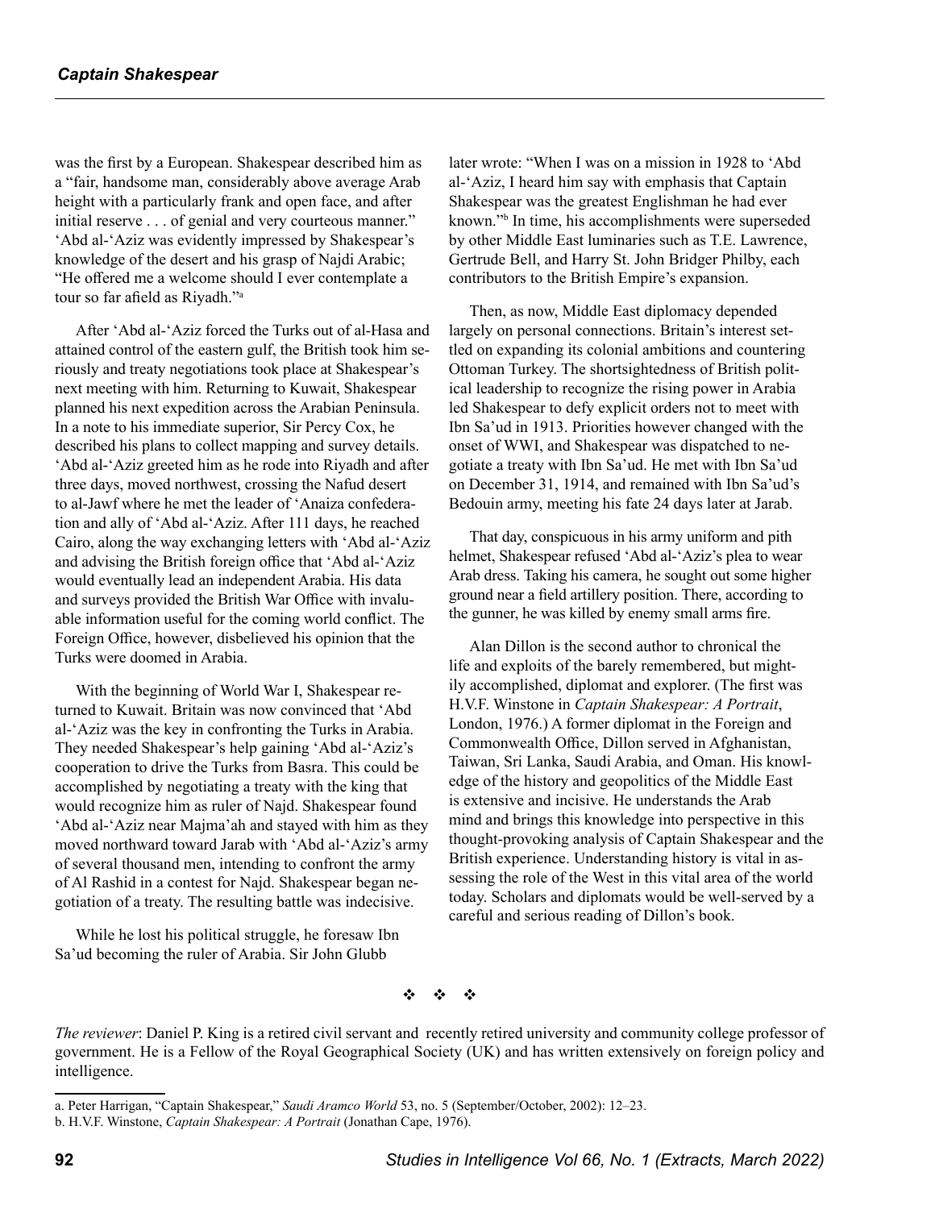was the first by a European. Shakespear described him as a "fair, handsome man, considerably above average Arab height with a particularly frank and open face, and after initial reserve . . . of genial and very courteous manner." 'Abd al-'Aziz was evidently impressed by Shakespear's knowledge of the desert and his grasp of Najdi Arabic; "He offered me a welcome should I ever contemplate a tour so far afield as Riyadh."[a]

After 'Abd al-'Aziz forced the Turks out of al-Hasa and attained control of the eastern gulf, the British took him seriously and treaty negotiations took place at Shakespear's next meeting with him. Returning to Kuwait, Shakespear planned his next expedition across the Arabian Peninsula. In a note to his immediate superior, Sir Percy Cox, he described his plans to collect mapping and survey details. 'Abd al-'Aziz greeted him as he rode into Riyadh and after three days, moved northwest, crossing the Nafud desert to al-Jawf where he met the leader of 'Anaiza confederation and ally of 'Abd al-'Aziz. After 111 days, he reached Cairo, along the way exchanging letters with 'Abd al-'Aziz and advising the British foreign office that 'Abd al-'Aziz would eventually lead an independent Arabia. His data and surveys provided the British War Office with invaluable information useful for the coming world conflict. The Foreign Office, however, disbelieved his opinion that the Turks were doomed in Arabia.

With the beginning of World War I, Shakespear returned to Kuwait. Britain was now convinced that 'Abd al-'Aziz was the key in confronting the Turks in Arabia. They needed Shakespear's help gaining 'Abd al-'Aziz's cooperation to drive the Turks from Basra. This could be accomplished by negotiating a treaty with the king that would recognize him as ruler of Najd. Shakespear found 'Abd al-'Aziz near Majma'ah and stayed with him as they moved northward toward Jarab with 'Abd al-'Aziz's army of several thousand men, intending to confront the army of Al Rashid in a contest for Najd. Shakespear began negotiation of a treaty. The resulting battle was indecisive.

While he lost his political struggle, he foresaw Ibn Sa'ud becoming the ruler of Arabia. Sir John Glubb later wrote: "When I was on a mission in 1928 to 'Abd al-'Aziz, I heard him say with emphasis that Captain Shakespear was the greatest Englishman he had ever known."[b] In time, his accomplishments were superseded by other Middle East luminaries such as T.E. Lawrence, Gertrude Bell, and Harry St. John Bridger Philby, each contributors to the British Empire's expansion.

Then, as now, Middle East diplomacy depended largely on personal connections. Britain's interest settled on expanding its colonial ambitions and countering Ottoman Turkey. The shortsightedness of British political leadership to recognize the rising power in Arabia led Shakespear to defy explicit orders not to meet with Ibn Sa'ud in 1913. Priorities however changed with the onset of WWI, and Shakespear was dispatched to negotiate a treaty with Ibn Sa'ud. He met with Ibn Sa'ud on December 31, 1914, and remained with Ibn Sa'ud's Bedouin army, meeting his fate 24 days later at Jarab.

That day, conspicuous in his army uniform and pith helmet, Shakespear refused 'Abd al-'Aziz's plea to wear Arab dress. Taking his camera, he sought out some higher ground near a field artillery position. There, according to the gunner, he was killed by enemy small arms fire.

Alan Dillon is the second author to chronical the life and exploits of the barely remembered, but mightily accomplished, diplomat and explorer. (The first was H.V.F. Winstone in *Captain Shakespear: A Portrait*, London, 1976.) A former diplomat in the Foreign and Commonwealth Office, Dillon served in Afghanistan, Taiwan, Sri Lanka, Saudi Arabia, and Oman. His knowledge of the history and geopolitics of the Middle East is extensive and incisive. He understands the Arab mind and brings this knowledge into perspective in this thought-provoking analysis of Captain Shakespear and the British experience. Understanding history is vital in assessing the role of the West in this vital area of the world today. Scholars and diplomats would be well-served by a careful and serious reading of Dillon's book.

❖ ❖ ❖

*The reviewer*: Daniel P. King is a retired civil servant and recently retired university and community college professor of government. He is a Fellow of the Royal Geographical Society (UK) and has written extensively on foreign policy and intelligence.

---

a. Peter Harrigan, "Captain Shakespear," *Saudi Aramco World* 53, no. 5 (September/October, 2002): 12–23.

b. H.V.F. Winstone, *Captain Shakespear: A Portrait* (Jonathan Cape, 1976).